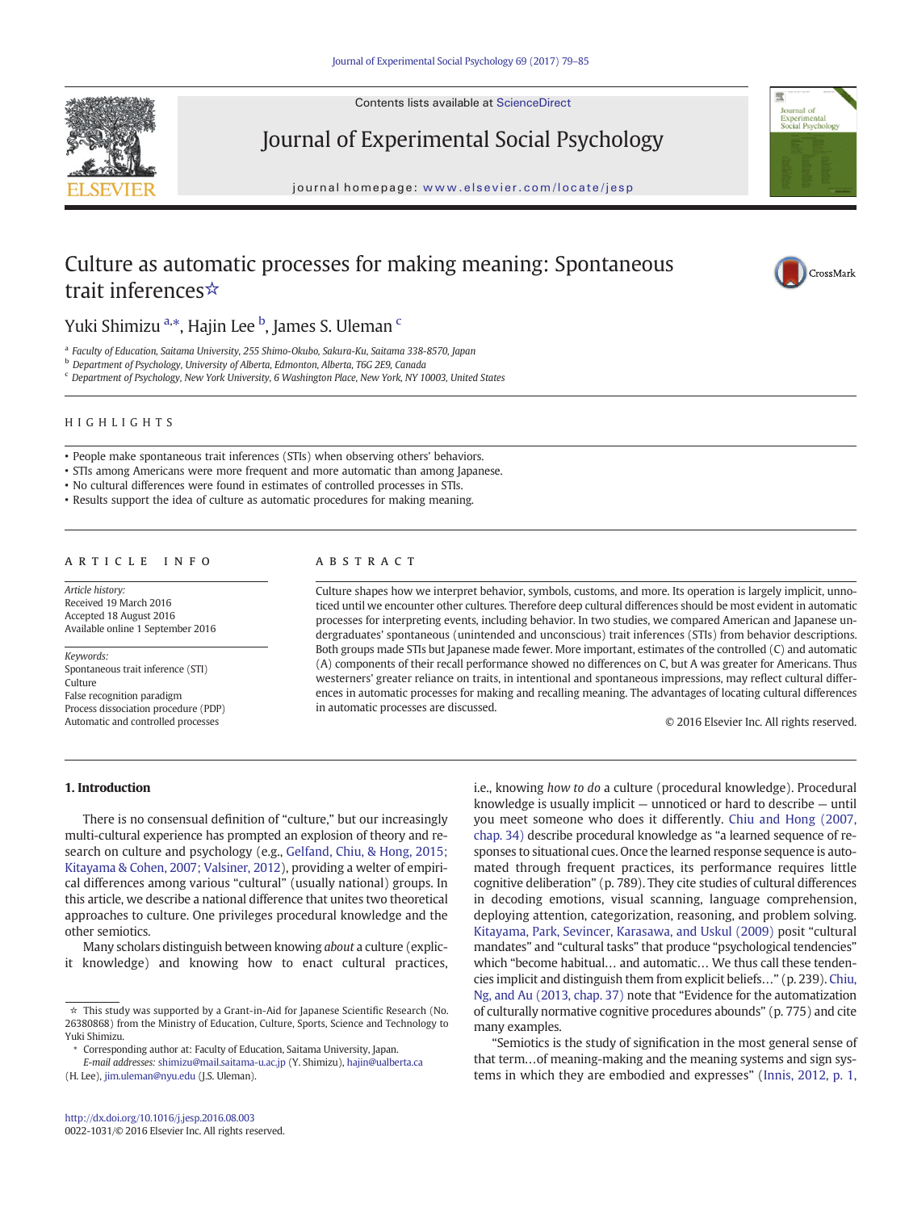Contents lists available at ScienceDirect

# Journal of Experimental Social Psychology

journal homepage: www.elsevier.com/locate/jesp

# Culture as automatic processes for making meaning: Spontaneous trait inferences☆

Yuki Shimizu [a,*], Hajin Lee [b], James S. Uleman [c]

[a] Faculty of Education, Saitama University, 255 Shimo-Okubo, Sakura-Ku, Saitama 338-8570, Japan
[b] Department of Psychology, University of Alberta, Edmonton, Alberta, T6G 2E9, Canada
[c] Department of Psychology, New York University, 6 Washington Place, New York, NY 10003, United States

## HIGHLIGHTS

- People make spontaneous trait inferences (STIs) when observing others' behaviors.
- STIs among Americans were more frequent and more automatic than among Japanese.
- No cultural differences were found in estimates of controlled processes in STIs.
- Results support the idea of culture as automatic procedures for making meaning.

## ARTICLE INFO

*Article history:*
Received 19 March 2016
Accepted 18 August 2016
Available online 1 September 2016

*Keywords:*
Spontaneous trait inference (STI)
Culture
False recognition paradigm
Process dissociation procedure (PDP)
Automatic and controlled processes

## ABSTRACT

Culture shapes how we interpret behavior, symbols, customs, and more. Its operation is largely implicit, unnoticed until we encounter other cultures. Therefore deep cultural differences should be most evident in automatic processes for interpreting events, including behavior. In two studies, we compared American and Japanese undergraduates' spontaneous (unintended and unconscious) trait inferences (STIs) from behavior descriptions. Both groups made STIs but Japanese made fewer. More important, estimates of the controlled (C) and automatic (A) components of their recall performance showed no differences on C, but A was greater for Americans. Thus westerners' greater reliance on traits, in intentional and spontaneous impressions, may reflect cultural differences in automatic processes for making and recalling meaning. The advantages of locating cultural differences in automatic processes are discussed.

© 2016 Elsevier Inc. All rights reserved.

## 1. Introduction

There is no consensual definition of "culture," but our increasingly multi-cultural experience has prompted an explosion of theory and research on culture and psychology (e.g., Gelfand, Chiu, & Hong, 2015; Kitayama & Cohen, 2007; Valsiner, 2012), providing a welter of empirical differences among various "cultural" (usually national) groups. In this article, we describe a national difference that unites two theoretical approaches to culture. One privileges procedural knowledge and the other semiotics.

Many scholars distinguish between knowing *about* a culture (explicit knowledge) and knowing how to enact cultural practices, i.e., knowing *how to do* a culture (procedural knowledge). Procedural knowledge is usually implicit — unnoticed or hard to describe — until you meet someone who does it differently. Chiu and Hong (2007, chap. 34) describe procedural knowledge as "a learned sequence of responses to situational cues. Once the learned response sequence is automated through frequent practices, its performance requires little cognitive deliberation" (p. 789). They cite studies of cultural differences in decoding emotions, visual scanning, language comprehension, deploying attention, categorization, reasoning, and problem solving. Kitayama, Park, Sevincer, Karasawa, and Uskul (2009) posit "cultural mandates" and "cultural tasks" that produce "psychological tendencies" which "become habitual… and automatic… We thus call these tendencies implicit and distinguish them from explicit beliefs…" (p. 239). Chiu, Ng, and Au (2013, chap. 37) note that "Evidence for the automatization of culturally normative cognitive procedures abounds" (p. 775) and cite many examples.

"Semiotics is the study of signification in the most general sense of that term…of meaning-making and the meaning systems and sign systems in which they are embodied and expresses" (Innis, 2012, p. 1,

☆ This study was supported by a Grant-in-Aid for Japanese Scientific Research (No. 26380868) from the Ministry of Education, Culture, Sports, Science and Technology to Yuki Shimizu.

\* Corresponding author at: Faculty of Education, Saitama University, Japan.
*E-mail addresses:* shimizu@mail.saitama-u.ac.jp (Y. Shimizu), hajin@ualberta.ca (H. Lee), jim.uleman@nyu.edu (J.S. Uleman).

http://dx.doi.org/10.1016/j.jesp.2016.08.003
0022-1031/© 2016 Elsevier Inc. All rights reserved.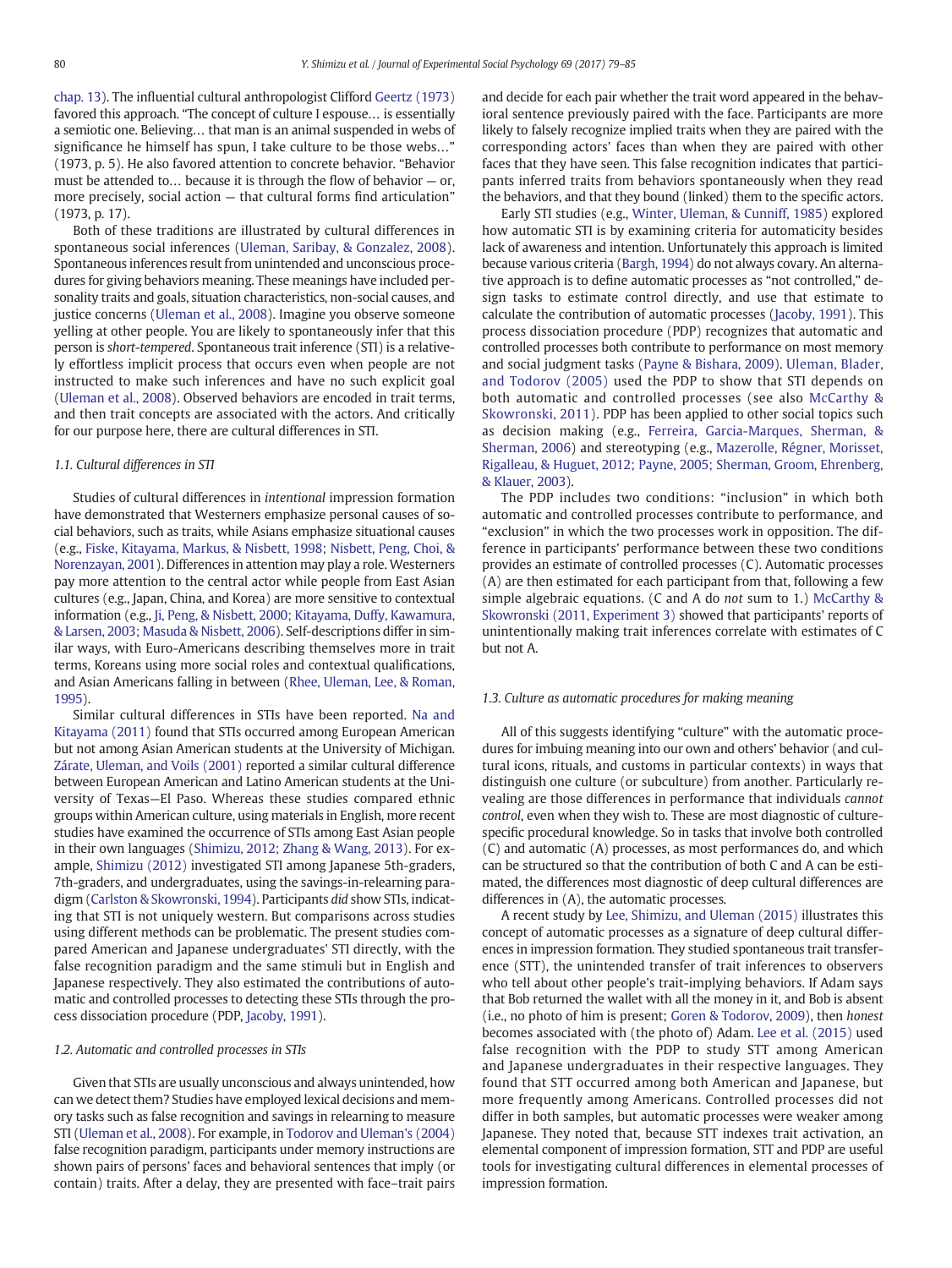chap. 13). The influential cultural anthropologist Clifford Geertz (1973) favored this approach. "The concept of culture I espouse… is essentially a semiotic one. Believing… that man is an animal suspended in webs of significance he himself has spun, I take culture to be those webs…" (1973, p. 5). He also favored attention to concrete behavior. "Behavior must be attended to… because it is through the flow of behavior — or, more precisely, social action — that cultural forms find articulation" (1973, p. 17).

Both of these traditions are illustrated by cultural differences in spontaneous social inferences (Uleman, Saribay, & Gonzalez, 2008). Spontaneous inferences result from unintended and unconscious procedures for giving behaviors meaning. These meanings have included personality traits and goals, situation characteristics, non-social causes, and justice concerns (Uleman et al., 2008). Imagine you observe someone yelling at other people. You are likely to spontaneously infer that this person is *short-tempered*. Spontaneous trait inference (STI) is a relatively effortless implicit process that occurs even when people are not instructed to make such inferences and have no such explicit goal (Uleman et al., 2008). Observed behaviors are encoded in trait terms, and then trait concepts are associated with the actors. And critically for our purpose here, there are cultural differences in STI.

### 1.1. Cultural differences in STI

Studies of cultural differences in *intentional* impression formation have demonstrated that Westerners emphasize personal causes of social behaviors, such as traits, while Asians emphasize situational causes (e.g., Fiske, Kitayama, Markus, & Nisbett, 1998; Nisbett, Peng, Choi, & Norenzayan, 2001). Differences in attention may play a role. Westerners pay more attention to the central actor while people from East Asian cultures (e.g., Japan, China, and Korea) are more sensitive to contextual information (e.g., Ji, Peng, & Nisbett, 2000; Kitayama, Duffy, Kawamura, & Larsen, 2003; Masuda & Nisbett, 2006). Self-descriptions differ in similar ways, with Euro-Americans describing themselves more in trait terms, Koreans using more social roles and contextual qualifications, and Asian Americans falling in between (Rhee, Uleman, Lee, & Roman, 1995).

Similar cultural differences in STIs have been reported. Na and Kitayama (2011) found that STIs occurred among European American but not among Asian American students at the University of Michigan. Zárate, Uleman, and Voils (2001) reported a similar cultural difference between European American and Latino American students at the University of Texas—El Paso. Whereas these studies compared ethnic groups within American culture, using materials in English, more recent studies have examined the occurrence of STIs among East Asian people in their own languages (Shimizu, 2012; Zhang & Wang, 2013). For example, Shimizu (2012) investigated STI among Japanese 5th-graders, 7th-graders, and undergraduates, using the savings-in-relearning paradigm (Carlston & Skowronski, 1994). Participants *did* show STIs, indicating that STI is not uniquely western. But comparisons across studies using different methods can be problematic. The present studies compared American and Japanese undergraduates' STI directly, with the false recognition paradigm and the same stimuli but in English and Japanese respectively. They also estimated the contributions of automatic and controlled processes to detecting these STIs through the process dissociation procedure (PDP, Jacoby, 1991).

### 1.2. Automatic and controlled processes in STIs

Given that STIs are usually unconscious and always unintended, how can we detect them? Studies have employed lexical decisions and memory tasks such as false recognition and savings in relearning to measure STI (Uleman et al., 2008). For example, in Todorov and Uleman's (2004) false recognition paradigm, participants under memory instructions are shown pairs of persons' faces and behavioral sentences that imply (or contain) traits. After a delay, they are presented with face–trait pairs and decide for each pair whether the trait word appeared in the behavioral sentence previously paired with the face. Participants are more likely to falsely recognize implied traits when they are paired with the corresponding actors' faces than when they are paired with other faces that they have seen. This false recognition indicates that participants inferred traits from behaviors spontaneously when they read the behaviors, and that they bound (linked) them to the specific actors.

Early STI studies (e.g., Winter, Uleman, & Cunniff, 1985) explored how automatic STI is by examining criteria for automaticity besides lack of awareness and intention. Unfortunately this approach is limited because various criteria (Bargh, 1994) do not always covary. An alternative approach is to define automatic processes as "not controlled," design tasks to estimate control directly, and use that estimate to calculate the contribution of automatic processes (Jacoby, 1991). This process dissociation procedure (PDP) recognizes that automatic and controlled processes both contribute to performance on most memory and social judgment tasks (Payne & Bishara, 2009). Uleman, Blader, and Todorov (2005) used the PDP to show that STI depends on both automatic and controlled processes (see also McCarthy & Skowronski, 2011). PDP has been applied to other social topics such as decision making (e.g., Ferreira, Garcia-Marques, Sherman, & Sherman, 2006) and stereotyping (e.g., Mazerolle, Régner, Morisset, Rigalleau, & Huguet, 2012; Payne, 2005; Sherman, Groom, Ehrenberg, & Klauer, 2003).

The PDP includes two conditions: "inclusion" in which both automatic and controlled processes contribute to performance, and "exclusion" in which the two processes work in opposition. The difference in participants' performance between these two conditions provides an estimate of controlled processes (C). Automatic processes (A) are then estimated for each participant from that, following a few simple algebraic equations. (C and A do *not* sum to 1.) McCarthy & Skowronski (2011, Experiment 3) showed that participants' reports of unintentionally making trait inferences correlate with estimates of C but not A.

### 1.3. Culture as automatic procedures for making meaning

All of this suggests identifying "culture" with the automatic procedures for imbuing meaning into our own and others' behavior (and cultural icons, rituals, and customs in particular contexts) in ways that distinguish one culture (or subculture) from another. Particularly revealing are those differences in performance that individuals *cannot control*, even when they wish to. These are most diagnostic of culture-specific procedural knowledge. So in tasks that involve both controlled (C) and automatic (A) processes, as most performances do, and which can be structured so that the contribution of both C and A can be estimated, the differences most diagnostic of deep cultural differences are differences in (A), the automatic processes.

A recent study by Lee, Shimizu, and Uleman (2015) illustrates this concept of automatic processes as a signature of deep cultural differences in impression formation. They studied spontaneous trait transference (STT), the unintended transfer of trait inferences to observers who tell about other people's trait-implying behaviors. If Adam says that Bob returned the wallet with all the money in it, and Bob is absent (i.e., no photo of him is present; Goren & Todorov, 2009), then *honest* becomes associated with (the photo of) Adam. Lee et al. (2015) used false recognition with the PDP to study STT among American and Japanese undergraduates in their respective languages. They found that STT occurred among both American and Japanese, but more frequently among Americans. Controlled processes did not differ in both samples, but automatic processes were weaker among Japanese. They noted that, because STT indexes trait activation, an elemental component of impression formation, STT and PDP are useful tools for investigating cultural differences in elemental processes of impression formation.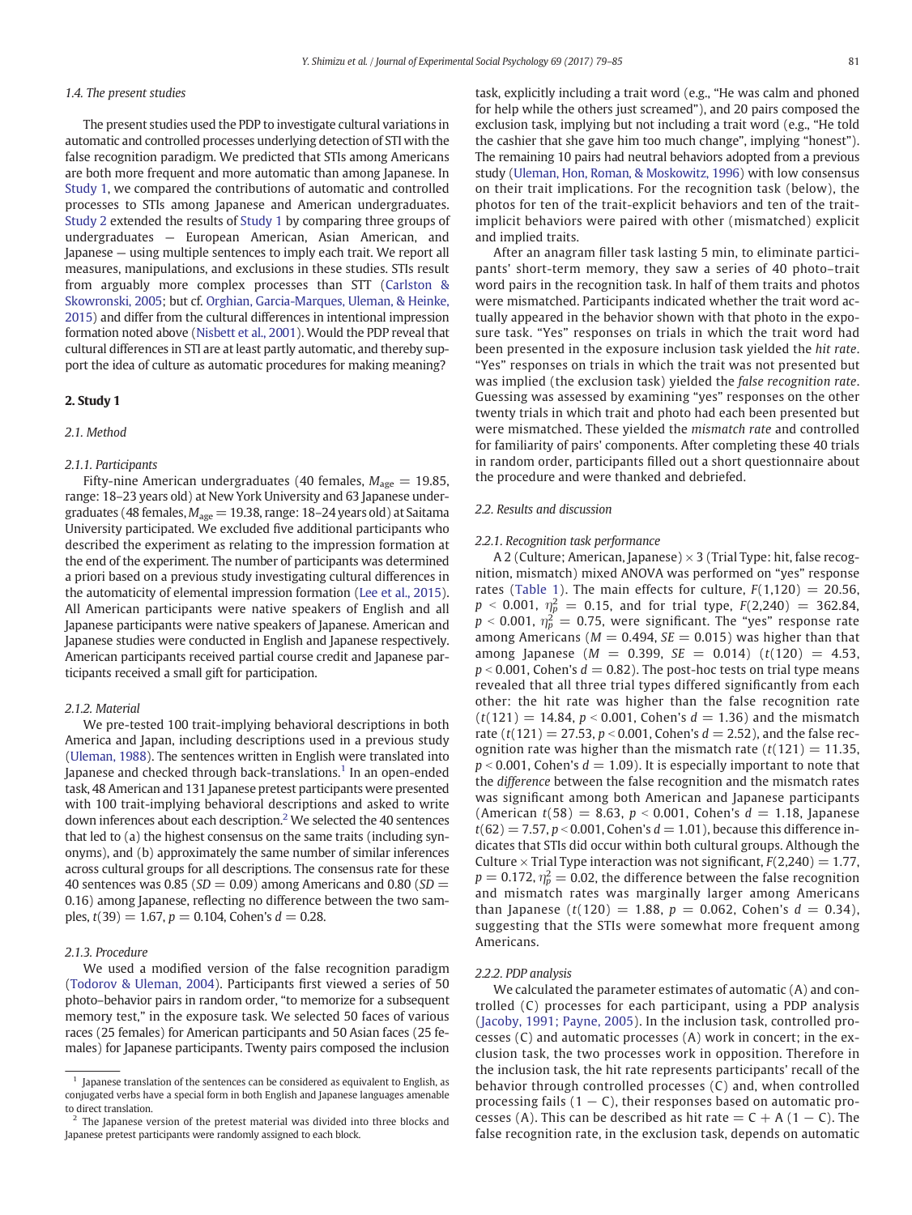### 1.4. The present studies

The present studies used the PDP to investigate cultural variations in automatic and controlled processes underlying detection of STI with the false recognition paradigm. We predicted that STIs among Americans are both more frequent and more automatic than among Japanese. In Study 1, we compared the contributions of automatic and controlled processes to STIs among Japanese and American undergraduates. Study 2 extended the results of Study 1 by comparing three groups of undergraduates — European American, Asian American, and Japanese — using multiple sentences to imply each trait. We report all measures, manipulations, and exclusions in these studies. STIs result from arguably more complex processes than STT (Carlston & Skowronski, 2005; but cf. Orghian, Garcia-Marques, Uleman, & Heinke, 2015) and differ from the cultural differences in intentional impression formation noted above (Nisbett et al., 2001). Would the PDP reveal that cultural differences in STI are at least partly automatic, and thereby support the idea of culture as automatic procedures for making meaning?

## 2. Study 1

### 2.1. Method

#### 2.1.1. Participants

Fifty-nine American undergraduates (40 females, $M_{age} = 19.85$, range: 18–23 years old) at New York University and 63 Japanese undergraduates (48 females, $M_{age} = 19.38$, range: 18–24 years old) at Saitama University participated. We excluded five additional participants who described the experiment as relating to the impression formation at the end of the experiment. The number of participants was determined a priori based on a previous study investigating cultural differences in the automaticity of elemental impression formation (Lee et al., 2015). All American participants were native speakers of English and all Japanese participants were native speakers of Japanese. American and Japanese studies were conducted in English and Japanese respectively. American participants received partial course credit and Japanese participants received a small gift for participation.

#### 2.1.2. Material

We pre-tested 100 trait-implying behavioral descriptions in both America and Japan, including descriptions used in a previous study (Uleman, 1988). The sentences written in English were translated into Japanese and checked through back-translations.[1] In an open-ended task, 48 American and 131 Japanese pretest participants were presented with 100 trait-implying behavioral descriptions and asked to write down inferences about each description.[2] We selected the 40 sentences that led to (a) the highest consensus on the same traits (including synonyms), and (b) approximately the same number of similar inferences across cultural groups for all descriptions. The consensus rate for these 40 sentences was 0.85 ($SD = 0.09$) among Americans and 0.80 ($SD = 0.16$) among Japanese, reflecting no difference between the two samples, $t(39) = 1.67$, $p = 0.104$, Cohen's $d = 0.28$.

#### 2.1.3. Procedure

We used a modified version of the false recognition paradigm (Todorov & Uleman, 2004). Participants first viewed a series of 50 photo–behavior pairs in random order, "to memorize for a subsequent memory test," in the exposure task. We selected 50 faces of various races (25 females) for American participants and 50 Asian faces (25 females) for Japanese participants. Twenty pairs composed the inclusion task, explicitly including a trait word (e.g., "He was calm and phoned for help while the others just screamed"), and 20 pairs composed the exclusion task, implying but not including a trait word (e.g., "He told the cashier that she gave him too much change", implying "honest"). The remaining 10 pairs had neutral behaviors adopted from a previous study (Uleman, Hon, Roman, & Moskowitz, 1996) with low consensus on their trait implications. For the recognition task (below), the photos for ten of the trait-explicit behaviors and ten of the trait-implicit behaviors were paired with other (mismatched) explicit and implied traits.

After an anagram filler task lasting 5 min, to eliminate participants' short-term memory, they saw a series of 40 photo–trait word pairs in the recognition task. In half of them traits and photos were mismatched. Participants indicated whether the trait word actually appeared in the behavior shown with that photo in the exposure task. "Yes" responses on trials in which the trait word had been presented in the exposure inclusion task yielded the *hit rate*. "Yes" responses on trials in which the trait was not presented but was implied (the exclusion task) yielded the *false recognition rate*. Guessing was assessed by examining "yes" responses on the other twenty trials in which trait and photo had each been presented but were mismatched. These yielded the *mismatch rate* and controlled for familiarity of pairs' components. After completing these 40 trials in random order, participants filled out a short questionnaire about the procedure and were thanked and debriefed.

### 2.2. Results and discussion

#### 2.2.1. Recognition task performance

A 2 (Culture; American, Japanese) × 3 (Trial Type: hit, false recognition, mismatch) mixed ANOVA was performed on "yes" response rates (Table 1). The main effects for culture, $F(1,120) = 20.56$, $p < 0.001$, $\eta_p^2 = 0.15$, and for trial type, $F(2,240) = 362.84$, $p < 0.001$, $\eta_p^2 = 0.75$, were significant. The "yes" response rate among Americans ($M = 0.494$, $SE = 0.015$) was higher than that among Japanese ($M = 0.399$, $SE = 0.014$) ($t(120) = 4.53$, $p < 0.001$, Cohen's $d = 0.82$). The post-hoc tests on trial type means revealed that all three trial types differed significantly from each other: the hit rate was higher than the false recognition rate ($t(121) = 14.84$, $p < 0.001$, Cohen's $d = 1.36$) and the mismatch rate ($t(121) = 27.53$, $p < 0.001$, Cohen's $d = 2.52$), and the false recognition rate was higher than the mismatch rate ($t(121) = 11.35$, $p < 0.001$, Cohen's $d = 1.09$). It is especially important to note that the *difference* between the false recognition and the mismatch rates was significant among both American and Japanese participants (American $t(58) = 8.63$, $p < 0.001$, Cohen's $d = 1.18$, Japanese $t(62) = 7.57$, $p < 0.001$, Cohen's $d = 1.01$), because this difference indicates that STIs did occur within both cultural groups. Although the Culture × Trial Type interaction was not significant, $F(2,240) = 1.77$, $p = 0.172$, $\eta_p^2 = 0.02$, the difference between the false recognition and mismatch rates was marginally larger among Americans than Japanese ($t(120) = 1.88$, $p = 0.062$, Cohen's $d = 0.34$), suggesting that the STIs were somewhat more frequent among Americans.

#### 2.2.2. PDP analysis

We calculated the parameter estimates of automatic (A) and controlled (C) processes for each participant, using a PDP analysis (Jacoby, 1991; Payne, 2005). In the inclusion task, controlled processes (C) and automatic processes (A) work in concert; in the exclusion task, the two processes work in opposition. Therefore in the inclusion task, the hit rate represents participants' recall of the behavior through controlled processes (C) and, when controlled processing fails ($1 - C$), their responses based on automatic processes (A). This can be described as hit rate $= C + A\,(1 - C)$. The false recognition rate, in the exclusion task, depends on automatic

[1] Japanese translation of the sentences can be considered as equivalent to English, as conjugated verbs have a special form in both English and Japanese languages amenable to direct translation.

[2] The Japanese version of the pretest material was divided into three blocks and Japanese pretest participants were randomly assigned to each block.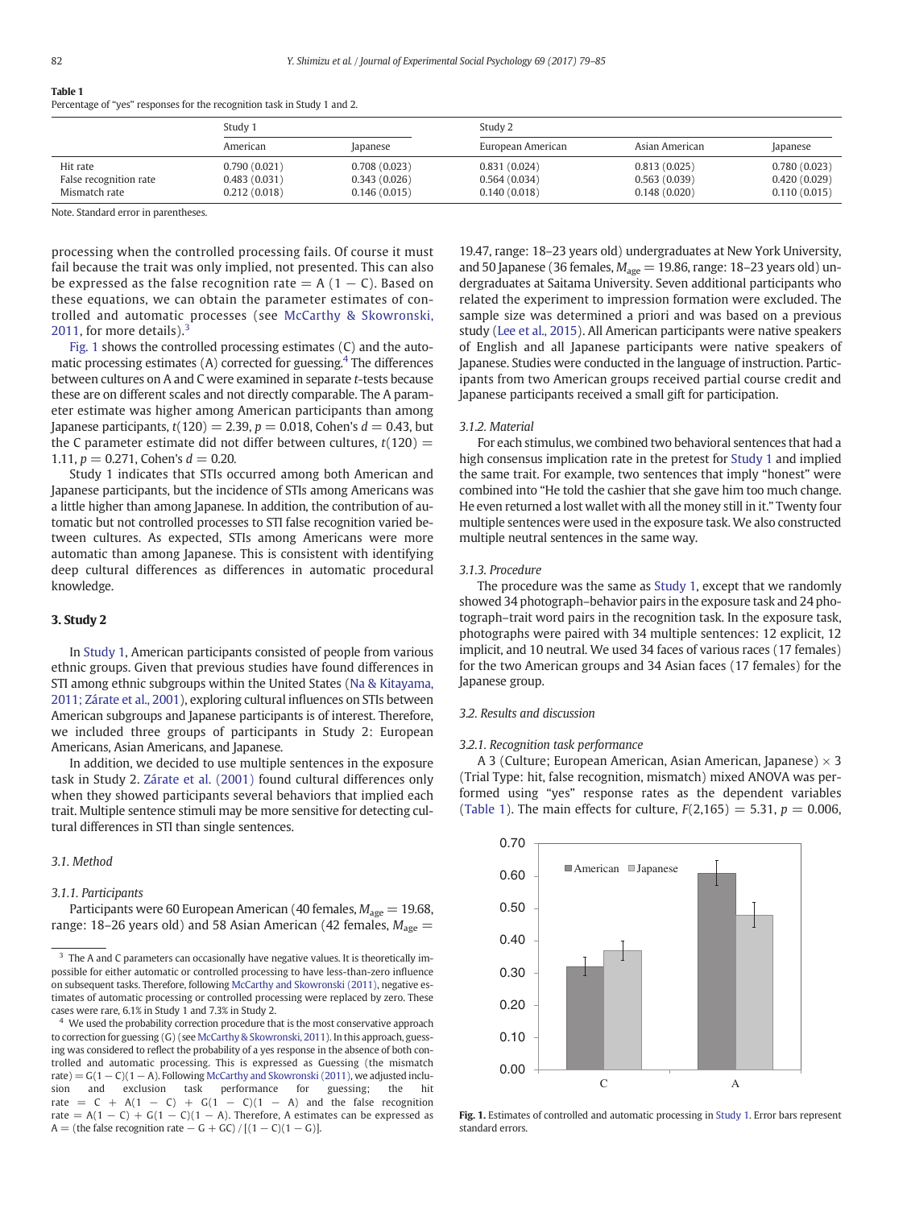**Table 1**
Percentage of "yes" responses for the recognition task in Study 1 and 2.

| | Study 1 | | Study 2 | | |
|---|---|---|---|---|---|
| | American | Japanese | European American | Asian American | Japanese |
| Hit rate | 0.790 (0.021) | 0.708 (0.023) | 0.831 (0.024) | 0.813 (0.025) | 0.780 (0.023) |
| False recognition rate | 0.483 (0.031) | 0.343 (0.026) | 0.564 (0.034) | 0.563 (0.039) | 0.420 (0.029) |
| Mismatch rate | 0.212 (0.018) | 0.146 (0.015) | 0.140 (0.018) | 0.148 (0.020) | 0.110 (0.015) |

Note. Standard error in parentheses.

processing when the controlled processing fails. Of course it must fail because the trait was only implied, not presented. This can also be expressed as the false recognition rate = A (1 − C). Based on these equations, we can obtain the parameter estimates of controlled and automatic processes (see McCarthy & Skowronski, 2011, for more details).[3]

Fig. 1 shows the controlled processing estimates (C) and the automatic processing estimates (A) corrected for guessing.[4] The differences between cultures on A and C were examined in separate *t*-tests because these are on different scales and not directly comparable. The A parameter estimate was higher among American participants than among Japanese participants, $t(120) = 2.39$, $p = 0.018$, Cohen's $d = 0.43$, but the C parameter estimate did not differ between cultures, $t(120) = 1.11$, $p = 0.271$, Cohen's $d = 0.20$.

Study 1 indicates that STIs occurred among both American and Japanese participants, but the incidence of STIs among Americans was a little higher than among Japanese. In addition, the contribution of automatic but not controlled processes to STI false recognition varied between cultures. As expected, STIs among Americans were more automatic than among Japanese. This is consistent with identifying deep cultural differences as differences in automatic procedural knowledge.

## 3. Study 2

In Study 1, American participants consisted of people from various ethnic groups. Given that previous studies have found differences in STI among ethnic subgroups within the United States (Na & Kitayama, 2011; Zárate et al., 2001), exploring cultural influences on STIs between American subgroups and Japanese participants is of interest. Therefore, we included three groups of participants in Study 2: European Americans, Asian Americans, and Japanese.

In addition, we decided to use multiple sentences in the exposure task in Study 2. Zárate et al. (2001) found cultural differences only when they showed participants several behaviors that implied each trait. Multiple sentence stimuli may be more sensitive for detecting cultural differences in STI than single sentences.

### 3.1. Method

#### 3.1.1. Participants

Participants were 60 European American (40 females, $M_{age} = 19.68$, range: 18–26 years old) and 58 Asian American (42 females, $M_{age} = 19.47$, range: 18–23 years old) undergraduates at New York University, and 50 Japanese (36 females, $M_{age} = 19.86$, range: 18–23 years old) undergraduates at Saitama University. Seven additional participants who related the experiment to impression formation were excluded. The sample size was determined a priori and was based on a previous study (Lee et al., 2015). All American participants were native speakers of English and all Japanese participants were native speakers of Japanese. Studies were conducted in the language of instruction. Participants from two American groups received partial course credit and Japanese participants received a small gift for participation.

#### 3.1.2. Material

For each stimulus, we combined two behavioral sentences that had a high consensus implication rate in the pretest for Study 1 and implied the same trait. For example, two sentences that imply "honest" were combined into "He told the cashier that she gave him too much change. He even returned a lost wallet with all the money still in it." Twenty four multiple sentences were used in the exposure task. We also constructed multiple neutral sentences in the same way.

#### 3.1.3. Procedure

The procedure was the same as Study 1, except that we randomly showed 34 photograph–behavior pairs in the exposure task and 24 photograph–trait word pairs in the recognition task. In the exposure task, photographs were paired with 34 multiple sentences: 12 explicit, 12 implicit, and 10 neutral. We used 34 faces of various races (17 females) for the two American groups and 34 Asian faces (17 females) for the Japanese group.

### 3.2. Results and discussion

#### 3.2.1. Recognition task performance

A 3 (Culture; European American, Asian American, Japanese) × 3 (Trial Type: hit, false recognition, mismatch) mixed ANOVA was performed using "yes" response rates as the dependent variables (Table 1). The main effects for culture, $F(2,165) = 5.31$, $p = 0.006$,

**Fig. 1.** Estimates of controlled and automatic processing in Study 1. Error bars represent standard errors.

---

[3] The A and C parameters can occasionally have negative values. It is theoretically impossible for either automatic or controlled processing to have less-than-zero influence on subsequent tasks. Therefore, following McCarthy and Skowronski (2011), negative estimates of automatic processing or controlled processing were replaced by zero. These cases were rare, 6.1% in Study 1 and 7.3% in Study 2.

[4] We used the probability correction procedure that is the most conservative approach to correction for guessing (G) (see McCarthy & Skowronski, 2011). In this approach, guessing was considered to reflect the probability of a yes response in the absence of both controlled and automatic processing. This is expressed as Guessing (the mismatch rate) = G(1 − C)(1 − A). Following McCarthy and Skowronski (2011), we adjusted inclusion and exclusion task performance for guessing; the hit rate = C + A(1 − C) + G(1 − C)(1 − A) and the false recognition rate = A(1 − C) + G(1 − C)(1 − A). Therefore, A estimates can be expressed as A = (the false recognition rate − G + GC) / [(1 − C)(1 − G)].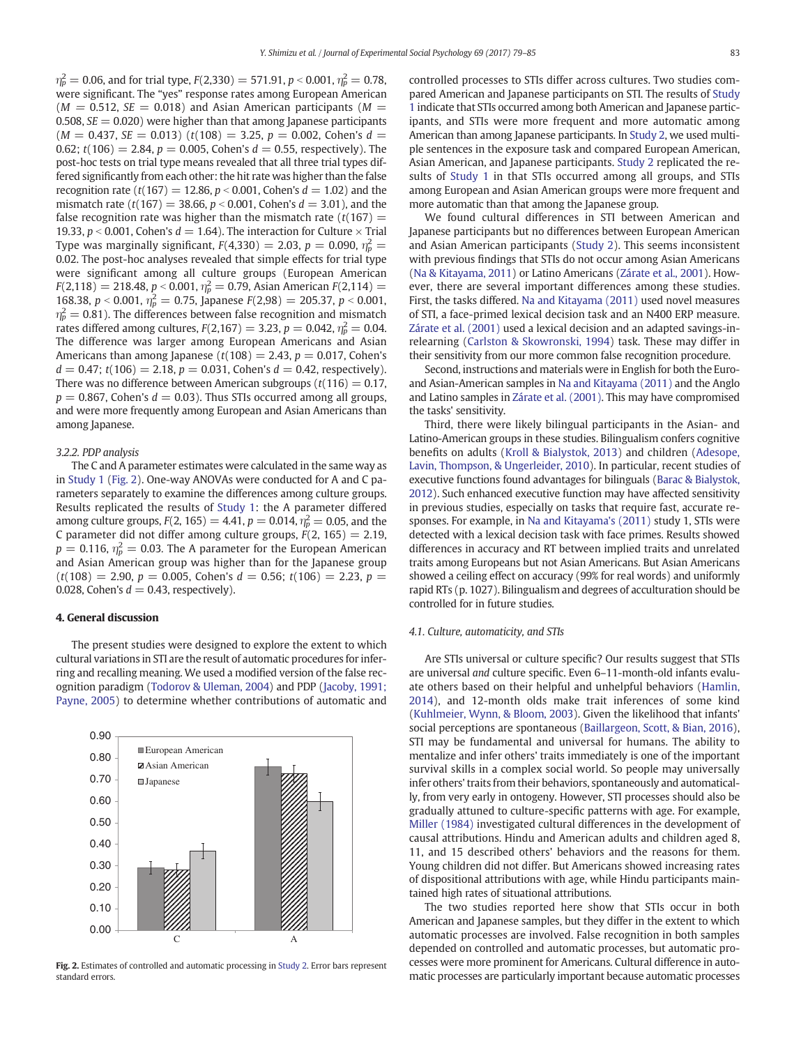$\eta_p^2 = 0.06$, and for trial type, $F(2,330) = 571.91$, $p < 0.001$, $\eta_p^2 = 0.78$, were significant. The "yes" response rates among European American ($M = 0.512$, $SE = 0.018$) and Asian American participants ($M = 0.508$, $SE = 0.020$) were higher than that among Japanese participants ($M = 0.437$, $SE = 0.013$) ($t(108) = 3.25$, $p = 0.002$, Cohen's $d = 0.62$; $t(106) = 2.84$, $p = 0.005$, Cohen's $d = 0.55$, respectively). The post-hoc tests on trial type means revealed that all three trial types differed significantly from each other: the hit rate was higher than the false recognition rate ($t(167) = 12.86$, $p < 0.001$, Cohen's $d = 1.02$) and the mismatch rate ($t(167) = 38.66$, $p < 0.001$, Cohen's $d = 3.01$), and the false recognition rate was higher than the mismatch rate ($t(167) = 19.33$, $p < 0.001$, Cohen's $d = 1.64$). The interaction for Culture × Trial Type was marginally significant, $F(4,330) = 2.03$, $p = 0.090$, $\eta_p^2 = 0.02$. The post-hoc analyses revealed that simple effects for trial type were significant among all culture groups (European American $F(2,118) = 218.48$, $p < 0.001$, $\eta_p^2 = 0.79$, Asian American $F(2,114) = 168.38$, $p < 0.001$, $\eta_p^2 = 0.75$, Japanese $F(2,98) = 205.37$, $p < 0.001$, $\eta_p^2 = 0.81$). The differences between false recognition and mismatch rates differed among cultures, $F(2,167) = 3.23$, $p = 0.042$, $\eta_p^2 = 0.04$. The difference was larger among European Americans and Asian Americans than among Japanese ($t(108) = 2.43$, $p = 0.017$, Cohen's $d = 0.47$; $t(106) = 2.18$, $p = 0.031$, Cohen's $d = 0.42$, respectively). There was no difference between American subgroups ($t(116) = 0.17$, $p = 0.867$, Cohen's $d = 0.03$). Thus STIs occurred among all groups, and were more frequently among European and Asian Americans than among Japanese.

#### 3.2.2. PDP analysis

The C and A parameter estimates were calculated in the same way as in Study 1 (Fig. 2). One-way ANOVAs were conducted for A and C parameters separately to examine the differences among culture groups. Results replicated the results of Study 1: the A parameter differed among culture groups, $F(2, 165) = 4.41$, $p = 0.014$, $\eta_p^2 = 0.05$, and the C parameter did not differ among culture groups, $F(2, 165) = 2.19$, $p = 0.116$, $\eta_p^2 = 0.03$. The A parameter for the European American and Asian American group was higher than for the Japanese group ($t(108) = 2.90$, $p = 0.005$, Cohen's $d = 0.56$; $t(106) = 2.23$, $p = 0.028$, Cohen's $d = 0.43$, respectively).

## 4. General discussion

The present studies were designed to explore the extent to which cultural variations in STI are the result of automatic procedures for inferring and recalling meaning. We used a modified version of the false recognition paradigm (Todorov & Uleman, 2004) and PDP (Jacoby, 1991; Payne, 2005) to determine whether contributions of automatic and controlled processes to STIs differ across cultures. Two studies compared American and Japanese participants on STI. The results of Study 1 indicate that STIs occurred among both American and Japanese participants, and STIs were more frequent and more automatic among American than among Japanese participants. In Study 2, we used multiple sentences in the exposure task and compared European American, Asian American, and Japanese participants. Study 2 replicated the results of Study 1 in that STIs occurred among all groups, and STIs among European and Asian American groups were more frequent and more automatic than that among the Japanese group.

**Fig. 2.** Estimates of controlled and automatic processing in Study 2. Error bars represent standard errors.

We found cultural differences in STI between American and Japanese participants but no differences between European American and Asian American participants (Study 2). This seems inconsistent with previous findings that STIs do not occur among Asian Americans (Na & Kitayama, 2011) or Latino Americans (Zárate et al., 2001). However, there are several important differences among these studies. First, the tasks differed. Na and Kitayama (2011) used novel measures of STI, a face-primed lexical decision task and an N400 ERP measure. Zárate et al. (2001) used a lexical decision and an adapted savings-in-relearning (Carlston & Skowronski, 1994) task. These may differ in their sensitivity from our more common false recognition procedure.

Second, instructions and materials were in English for both the Euro- and Asian-American samples in Na and Kitayama (2011) and the Anglo and Latino samples in Zárate et al. (2001). This may have compromised the tasks' sensitivity.

Third, there were likely bilingual participants in the Asian- and Latino-American groups in these studies. Bilingualism confers cognitive benefits on adults (Kroll & Bialystok, 2013) and children (Adesope, Lavin, Thompson, & Ungerleider, 2010). In particular, recent studies of executive functions found advantages for bilinguals (Barac & Bialystok, 2012). Such enhanced executive function may have affected sensitivity in previous studies, especially on tasks that require fast, accurate responses. For example, in Na and Kitayama's (2011) study 1, STIs were detected with a lexical decision task with face primes. Results showed differences in accuracy and RT between implied traits and unrelated traits among Europeans but not Asian Americans. But Asian Americans showed a ceiling effect on accuracy (99% for real words) and uniformly rapid RTs (p. 1027). Bilingualism and degrees of acculturation should be controlled for in future studies.

### 4.1. Culture, automaticity, and STIs

Are STIs universal or culture specific? Our results suggest that STIs are universal *and* culture specific. Even 6–11-month-old infants evaluate others based on their helpful and unhelpful behaviors (Hamlin, 2014), and 12-month olds make trait inferences of some kind (Kuhlmeier, Wynn, & Bloom, 2003). Given the likelihood that infants' social perceptions are spontaneous (Baillargeon, Scott, & Bian, 2016), STI may be fundamental and universal for humans. The ability to mentalize and infer others' traits immediately is one of the important survival skills in a complex social world. So people may universally infer others' traits from their behaviors, spontaneously and automatically, from very early in ontogeny. However, STI processes should also be gradually attuned to culture-specific patterns with age. For example, Miller (1984) investigated cultural differences in the development of causal attributions. Hindu and American adults and children aged 8, 11, and 15 described others' behaviors and the reasons for them. Young children did not differ. But Americans showed increasing rates of dispositional attributions with age, while Hindu participants maintained high rates of situational attributions.

The two studies reported here show that STIs occur in both American and Japanese samples, but they differ in the extent to which automatic processes are involved. False recognition in both samples depended on controlled and automatic processes, but automatic processes were more prominent for Americans. Cultural difference in automatic processes are particularly important because automatic processes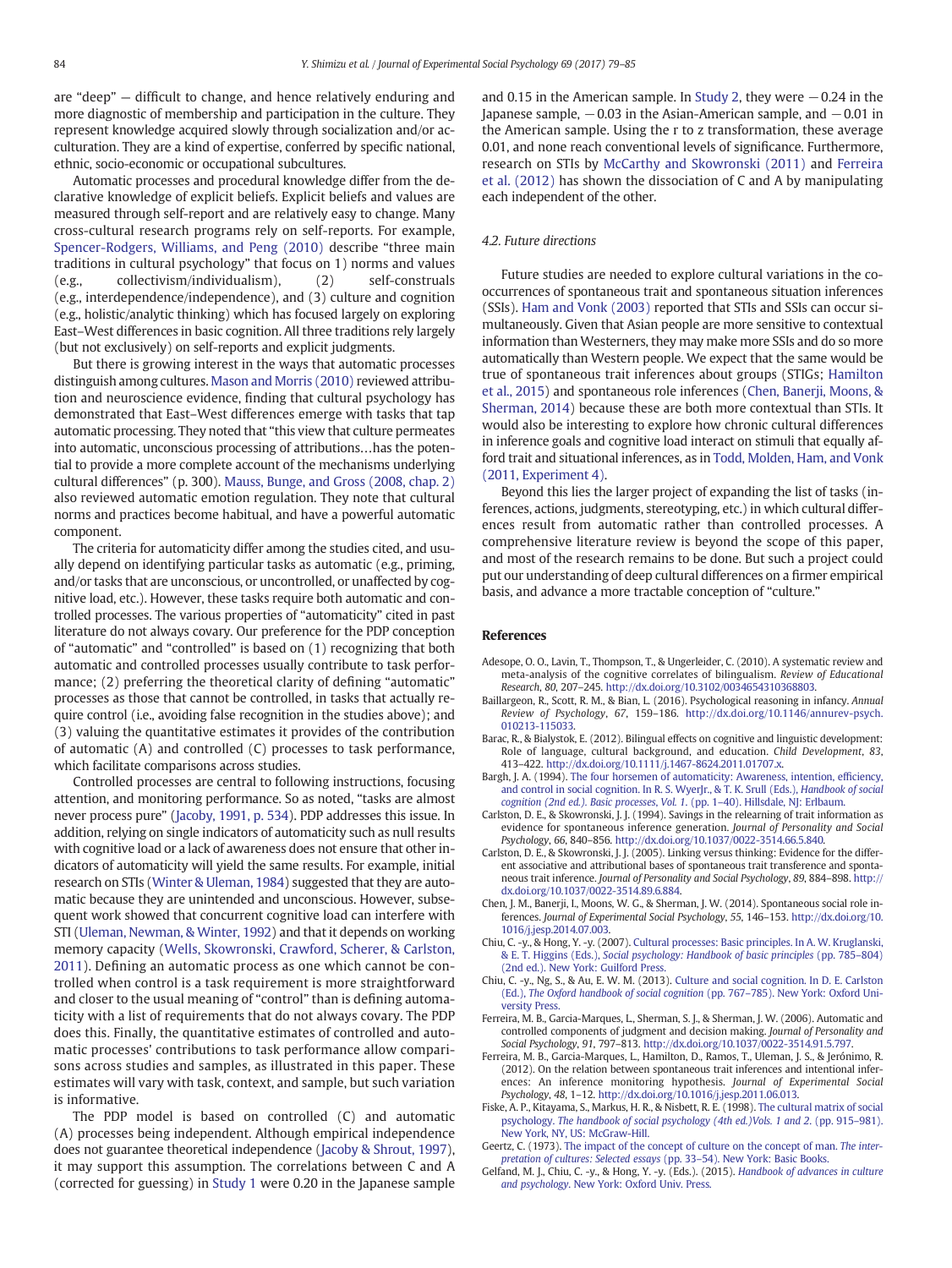are "deep" — difficult to change, and hence relatively enduring and more diagnostic of membership and participation in the culture. They represent knowledge acquired slowly through socialization and/or acculturation. They are a kind of expertise, conferred by specific national, ethnic, socio-economic or occupational subcultures.

Automatic processes and procedural knowledge differ from the declarative knowledge of explicit beliefs. Explicit beliefs and values are measured through self-report and are relatively easy to change. Many cross-cultural research programs rely on self-reports. For example, Spencer-Rodgers, Williams, and Peng (2010) describe "three main traditions in cultural psychology" that focus on 1) norms and values (e.g., collectivism/individualism), (2) self-construals (e.g., interdependence/independence), and (3) culture and cognition (e.g., holistic/analytic thinking) which has focused largely on exploring East–West differences in basic cognition. All three traditions rely largely (but not exclusively) on self-reports and explicit judgments.

But there is growing interest in the ways that automatic processes distinguish among cultures. Mason and Morris (2010) reviewed attribution and neuroscience evidence, finding that cultural psychology has demonstrated that East–West differences emerge with tasks that tap automatic processing. They noted that "this view that culture permeates into automatic, unconscious processing of attributions…has the potential to provide a more complete account of the mechanisms underlying cultural differences" (p. 300). Mauss, Bunge, and Gross (2008, chap. 2) also reviewed automatic emotion regulation. They note that cultural norms and practices become habitual, and have a powerful automatic component.

The criteria for automaticity differ among the studies cited, and usually depend on identifying particular tasks as automatic (e.g., priming, and/or tasks that are unconscious, or uncontrolled, or unaffected by cognitive load, etc.). However, these tasks require both automatic and controlled processes. The various properties of "automaticity" cited in past literature do not always covary. Our preference for the PDP conception of "automatic" and "controlled" is based on (1) recognizing that both automatic and controlled processes usually contribute to task performance; (2) preferring the theoretical clarity of defining "automatic" processes as those that cannot be controlled, in tasks that actually require control (i.e., avoiding false recognition in the studies above); and (3) valuing the quantitative estimates it provides of the contribution of automatic (A) and controlled (C) processes to task performance, which facilitate comparisons across studies.

Controlled processes are central to following instructions, focusing attention, and monitoring performance. So as noted, "tasks are almost never process pure" (Jacoby, 1991, p. 534). PDP addresses this issue. In addition, relying on single indicators of automaticity such as null results with cognitive load or a lack of awareness does not ensure that other indicators of automaticity will yield the same results. For example, initial research on STIs (Winter & Uleman, 1984) suggested that they are automatic because they are unintended and unconscious. However, subsequent work showed that concurrent cognitive load can interfere with STI (Uleman, Newman, & Winter, 1992) and that it depends on working memory capacity (Wells, Skowronski, Crawford, Scherer, & Carlston, 2011). Defining an automatic process as one which cannot be controlled when control is a task requirement is more straightforward and closer to the usual meaning of "control" than is defining automaticity with a list of requirements that do not always covary. The PDP does this. Finally, the quantitative estimates of controlled and automatic processes' contributions to task performance allow comparisons across studies and samples, as illustrated in this paper. These estimates will vary with task, context, and sample, but such variation is informative.

The PDP model is based on controlled (C) and automatic (A) processes being independent. Although empirical independence does not guarantee theoretical independence (Jacoby & Shrout, 1997), it may support this assumption. The correlations between C and A (corrected for guessing) in Study 1 were 0.20 in the Japanese sample and 0.15 in the American sample. In Study 2, they were −0.24 in the Japanese sample, −0.03 in the Asian-American sample, and −0.01 in the American sample. Using the r to z transformation, these average 0.01, and none reach conventional levels of significance. Furthermore, research on STIs by McCarthy and Skowronski (2011) and Ferreira et al. (2012) has shown the dissociation of C and A by manipulating each independent of the other.

### 4.2. Future directions

Future studies are needed to explore cultural variations in the co-occurrences of spontaneous trait and spontaneous situation inferences (SSIs). Ham and Vonk (2003) reported that STIs and SSIs can occur simultaneously. Given that Asian people are more sensitive to contextual information than Westerners, they may make more SSIs and do so more automatically than Western people. We expect that the same would be true of spontaneous trait inferences about groups (STIGs; Hamilton et al., 2015) and spontaneous role inferences (Chen, Banerji, Moons, & Sherman, 2014) because these are both more contextual than STIs. It would also be interesting to explore how chronic cultural differences in inference goals and cognitive load interact on stimuli that equally afford trait and situational inferences, as in Todd, Molden, Ham, and Vonk (2011, Experiment 4).

Beyond this lies the larger project of expanding the list of tasks (inferences, actions, judgments, stereotyping, etc.) in which cultural differences result from automatic rather than controlled processes. A comprehensive literature review is beyond the scope of this paper, and most of the research remains to be done. But such a project could put our understanding of deep cultural differences on a firmer empirical basis, and advance a more tractable conception of "culture."

## References

Adesope, O. O., Lavin, T., Thompson, T., & Ungerleider, C. (2010). A systematic review and meta-analysis of the cognitive correlates of bilingualism. *Review of Educational Research*, *80*, 207–245. http://dx.doi.org/10.3102/0034654310368803.

Baillargeon, R., Scott, R. M., & Bian, L. (2016). Psychological reasoning in infancy. *Annual Review of Psychology*, *67*, 159–186. http://dx.doi.org/10.1146/annurev-psych.010213-115033.

Barac, R., & Bialystok, E. (2012). Bilingual effects on cognitive and linguistic development: Role of language, cultural background, and education. *Child Development*, *83*, 413–422. http://dx.doi.org/10.1111/j.1467-8624.2011.01707.x.

Bargh, J. A. (1994). The four horsemen of automaticity: Awareness, intention, efficiency, and control in social cognition. In R. S. WyerJr., & T. K. Srull (Eds.), *Handbook of social cognition (2nd ed.). Basic processes, Vol. 1*. (pp. 1–40). Hillsdale, NJ: Erlbaum.

Carlston, D. E., & Skowronski, J. J. (1994). Savings in the relearning of trait information as evidence for spontaneous inference generation. *Journal of Personality and Social Psychology*, *66*, 840–856. http://dx.doi.org/10.1037/0022-3514.66.5.840.

Carlston, D. E., & Skowronski, J. J. (2005). Linking versus thinking: Evidence for the different associative and attributional bases of spontaneous trait transference and spontaneous trait inference. *Journal of Personality and Social Psychology*, *89*, 884–898. http://dx.doi.org/10.1037/0022-3514.89.6.884.

Chen, J. M., Banerji, I., Moons, W. G., & Sherman, J. W. (2014). Spontaneous social role inferences. *Journal of Experimental Social Psychology*, *55*, 146–153. http://dx.doi.org/10.1016/j.jesp.2014.07.003.

Chiu, C. -y., & Hong, Y. -y. (2007). Cultural processes: Basic principles. In A. W. Kruglanski, & E. T. Higgins (Eds.), *Social psychology: Handbook of basic principles* (pp. 785–804) (2nd ed.). New York: Guilford Press.

Chiu, C. -y., Ng, S., & Au, E. W. M. (2013). Culture and social cognition. In D. E. Carlston (Ed.), *The Oxford handbook of social cognition* (pp. 767–785). New York: Oxford University Press.

Ferreira, M. B., Garcia-Marques, L., Sherman, S. J., & Sherman, J. W. (2006). Automatic and controlled components of judgment and decision making. *Journal of Personality and Social Psychology*, *91*, 797–813. http://dx.doi.org/10.1037/0022-3514.91.5.797.

Ferreira, M. B., Garcia-Marques, L., Hamilton, D., Ramos, T., Uleman, J. S., & Jerónimo, R. (2012). On the relation between spontaneous trait inferences and intentional inferences: An inference monitoring hypothesis. *Journal of Experimental Social Psychology*, *48*, 1–12. http://dx.doi.org/10.1016/j.jesp.2011.06.013.

Fiske, A. P., Kitayama, S., Markus, H. R., & Nisbett, R. E. (1998). The cultural matrix of social psychology. *The handbook of social psychology (4th ed.)Vols. 1 and 2*. (pp. 915–981). New York, NY, US: McGraw-Hill.

Geertz, C. (1973). The impact of the concept of culture on the concept of man. *The interpretation of cultures: Selected essays* (pp. 33–54). New York: Basic Books.

Gelfand, M. J., Chiu, C. -y., & Hong, Y. -y. (Eds.). (2015). *Handbook of advances in culture and psychology*. New York: Oxford Univ. Press.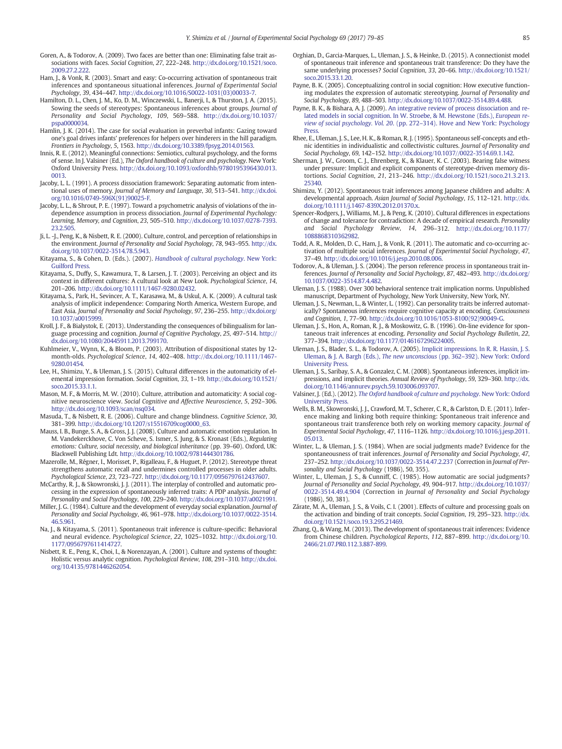Goren, A., & Todorov, A. (2009). Two faces are better than one: Eliminating false trait associations with faces. *Social Cognition*, *27*, 222–248. http://dx.doi.org/10.1521/soco.2009.27.2.222.

Ham, J., & Vonk, R. (2003). Smart and easy: Co-occurring activation of spontaneous trait inferences and spontaneous situational inferences. *Journal of Experimental Social Psychology*, *39*, 434–447. http://dx.doi.org/10.1016/S0022-1031(03)00033-7.

Hamilton, D. L., Chen, J. M., Ko, D. M., Winczewski, L., Banerji, I., & Thurston, J. A. (2015). Sowing the seeds of stereotypes: Spontaneous inferences about groups. *Journal of Personality and Social Psychology*, *109*, 569–588. http://dx.doi.org/10.1037/pspa0000034.

Hamlin, J. K. (2014). The case for social evaluation in preverbal infants: Gazing toward one's goal drives infants' preferences for helpers over hinderers in the hill paradigm. *Frontiers in Psychology*, *5*, 1563. http://dx.doi.org/10.3389/fpsyg.2014.01563.

Innis, R. E. (2012). Meaningful connections: Semiotics, cultural psychology, and the forms of sense. In J. Valsiner (Ed.), *The Oxford handbook of culture and psychology*. New York: Oxford University Press. http://dx.doi.org/10.1093/oxfordhb/9780195396430.013.0013.

Jacoby, L. L. (1991). A process dissociation framework: Separating automatic from intentional uses of memory. *Journal of Memory and Language*, *30*, 513–541. http://dx.doi.org/10.1016/0749-596X(91)90025-F.

Jacoby, L. L., & Shrout, P. E. (1997). Toward a psychometric analysis of violations of the independence assumption in process dissociation. *Journal of Experimental Psychology: Learning, Memory, and Cognition*, *23*, 505–510. http://dx.doi.org/10.1037/0278-7393.23.2.505.

Ji, L. -J., Peng, K., & Nisbett, R. E. (2000). Culture, control, and perception of relationships in the environment. *Journal of Personality and Social Psychology*, *78*, 943–955. http://dx.doi.org/10.1037/0022-3514.78.5.943.

Kitayama, S., & Cohen, D. (Eds.). (2007). *Handbook of cultural psychology*. New York: Guilford Press.

Kitayama, S., Duffy, S., Kawamura, T., & Larsen, J. T. (2003). Perceiving an object and its context in different cultures: A cultural look at New Look. *Psychological Science*, *14*, 201–206. http://dx.doi.org/10.1111/1467-9280.02432.

Kitayama, S., Park, H., Sevincer, A. T., Karasawa, M., & Uskul, A. K. (2009). A cultural task analysis of implicit independence: Comparing North America, Western Europe, and East Asia. *Journal of Personality and Social Psychology*, *97*, 236–255. http://dx.doi.org/10.1037/a0015999.

Kroll, J. F., & Bialystok, E. (2013). Understanding the consequences of bilingualism for language processing and cognition. *Journal of Cognitive Psychology*, *25*, 497–514. http://dx.doi.org/10.1080/20445911.2013.799170.

Kuhlmeier, V., Wynn, K., & Bloom, P. (2003). Attribution of dispositional states by 12-month-olds. *Psychological Science*, *14*, 402–408. http://dx.doi.org/10.1111/1467-9280.01454.

Lee, H., Shimizu, Y., & Uleman, J. S. (2015). Cultural differences in the automaticity of elemental impression formation. *Social Cognition*, *33*, 1–19. http://dx.doi.org/10.1521/soco.2015.33.1.1.

Mason, M. F., & Morris, M. W. (2010). Culture, attribution and automaticity: A social cognitive neuroscience view. *Social Cognitive and Affective Neuroscience*, *5*, 292–306. http://dx.doi.org/10.1093/scan/nsq034.

Masuda, T., & Nisbett, R. E. (2006). Culture and change blindness. *Cognitive Science*, *30*, 381–399. http://dx.doi.org/10.1207/s15516709cog0000_63.

Mauss, I. B., Bunge, S. A., & Gross, J. J. (2008). Culture and automatic emotion regulation. In M. Vandekerckhove, C. Von Scheve, S. Ismer, S. Jung, & S. Kronast (Eds.), *Regulating emotions: Culture, social necessity, and biological inheritance* (pp. 39–60). Oxford, UK: Blackwell Publishing Ldt. http://dx.doi.org/10.1002/9781444301786.

Mazerolle, M., Régner, I., Morisset, P., Rigalleau, F., & Huguet, P. (2012). Stereotype threat strengthens automatic recall and undermines controlled processes in older adults. *Psychological Science*, *23*, 723–727. http://dx.doi.org/10.1177/0956797612437607.

McCarthy, R. J., & Skowronski, J. J. (2011). The interplay of controlled and automatic processing in the expression of spontaneously inferred traits: A PDP analysis. *Journal of Personality and Social Psychology*, *100*, 229–240. http://dx.doi.org/10.1037/a0021991.

Miller, J. G. (1984). Culture and the development of everyday social explanation. *Journal of Personality and Social Psychology*, *46*, 961–978. http://dx.doi.org/10.1037/0022-3514.46.5.961.

Na, J., & Kitayama, S. (2011). Spontaneous trait inference is culture-specific: Behavioral and neural evidence. *Psychological Science*, *22*, 1025–1032. http://dx.doi.org/10.1177/0956797611414727.

Nisbett, R. E., Peng, K., Choi, I., & Norenzayan, A. (2001). Culture and systems of thought: Holistic versus analytic cognition. *Psychological Review*, *108*, 291–310. http://dx.doi.org/10.4135/9781446262054.

Orghian, D., Garcia-Marques, L., Uleman, J. S., & Heinke, D. (2015). A connectionist model of spontaneous trait inference and spontaneous trait transference: Do they have the same underlying processes? *Social Cognition*, *33*, 20–66. http://dx.doi.org/10.1521/soco.2015.33.1.20.

Payne, B. K. (2005). Conceptualizing control in social cognition: How executive functioning modulates the expression of automatic stereotyping. *Journal of Personality and Social Psychology*, *89*, 488–503. http://dx.doi.org/10.1037/0022-3514.89.4.488.

Payne, B. K., & Bishara, A. J. (2009). An integrative review of process dissociation and related models in social cognition. In W. Stroebe, & M. Hewstone (Eds.), *European review of social psychology. Vol. 20*. (pp. 272–314). Hove and New York: Psychology Press.

Rhee, E., Uleman, J. S., Lee, H. K., & Roman, R. J. (1995). Spontaneous self-concepts and ethnic identities in individualistic and collectivistic cultures. *Journal of Personality and Social Psychology*, *69*, 142–152. http://dx.doi.org/10.1037//0022-3514.69.1.142.

Sherman, J. W., Groom, C. J., Ehrenberg, K., & Klauer, K. C. (2003). Bearing false witness under pressure: Implicit and explicit components of stereotype-driven memory distortions. *Social Cognition*, *21*, 213–246. http://dx.doi.org/10.1521/soco.21.3.213.25340.

Shimizu, Y. (2012). Spontaneous trait inferences among Japanese children and adults: A developmental approach. *Asian Journal of Social Psychology*, *15*, 112–121. http://dx.doi.org/10.1111/j.1467-839X.2012.01370.x.

Spencer-Rodgers, J., Williams, M. J., & Peng, K. (2010). Cultural differences in expectations of change and tolerance for contradiction: A decade of empirical research. *Personality and Social Psychology Review*, *14*, 296–312. http://dx.doi.org/10.1177/1088868310362982.

Todd, A. R., Molden, D. C., Ham, J., & Vonk, R. (2011). The automatic and co-occurring activation of multiple social inferences. *Journal of Experimental Social Psychology*, *47*, 37–49. http://dx.doi.org/10.1016/j.jesp.2010.08.006.

Todorov, A., & Uleman, J. S. (2004). The person reference process in spontaneous trait inferences. *Journal of Personality and Social Psychology*, *87*, 482–493. http://dx.doi.org/10.1037/0022-3514.87.4.482.

Uleman, J. S. (1988). Over 300 behavioral sentence trait implication norms. Unpublished manuscript, Department of Psychology, New York University, New York, NY.

Uleman, J. S., Newman, L., & Winter, L. (1992). Can personality traits be inferred automatically? Spontaneous inferences require cognitive capacity at encoding. *Consciousness and Cognition*, *1*, 77–90. http://dx.doi.org/10.1016/1053-8100(92)90049-G.

Uleman, J. S., Hon, A., Roman, R. J., & Moskowitz, G. B. (1996). On-line evidence for spontaneous trait inferences at encoding. *Personality and Social Psychology Bulletin*, *22*, 377–394. http://dx.doi.org/10.1177/0146167296224005.

Uleman, J. S., Blader, S. L., & Todorov, A. (2005). Implicit impressions. In R. R. Hassin, J. S. Uleman, & J. A. Bargh (Eds.), *The new unconscious* (pp. 362–392). New York: Oxford University Press.

Uleman, J. S., Saribay, S. A., & Gonzalez, C. M. (2008). Spontaneous inferences, implicit impressions, and implicit theories. *Annual Review of Psychology*, *59*, 329–360. http://dx.doi.org/10.1146/annurev.psych.59.103006.093707.

Valsiner, J. (Ed.). (2012). *The Oxford handbook of culture and psychology*. New York: Oxford University Press.

Wells, B. M., Skowronski, J. J., Crawford, M. T., Scherer, C. R., & Carlston, D. E. (2011). Inference making and linking both require thinking: Spontaneous trait inference and spontaneous trait transference both rely on working memory capacity. *Journal of Experimental Social Psychology*, *47*, 1116–1126. http://dx.doi.org/10.1016/j.jesp.2011.05.013.

Winter, L., & Uleman, J. S. (1984). When are social judgments made? Evidence for the spontaneousness of trait inferences. *Journal of Personality and Social Psychology*, *47*, 237–252. http://dx.doi.org/10.1037/0022-3514.47.2.237 (Correction in *Journal of Personality and Social Psychology* (1986), 50, 355).

Winter, L., Uleman, J. S., & Cunniff, C. (1985). How automatic are social judgments? *Journal of Personality and Social Psychology*, *49*, 904–917. http://dx.doi.org/10.1037/0022-3514.49.4.904 (Correction in *Journal of Personality and Social Psychology* (1986), 50, 381).

Zárate, M. A., Uleman, J. S., & Voils, C. I. (2001). Effects of culture and processing goals on the activation and binding of trait concepts. *Social Cognition*, *19*, 295–323. http://dx.doi.org/10.1521/soco.19.3.295.21469.

Zhang, Q., & Wang, M. (2013). The development of spontaneous trait inferences: Evidence from Chinese children. *Psychological Reports*, *112*, 887–899. http://dx.doi.org/10.2466/21.07.PR0.112.3.887-899.